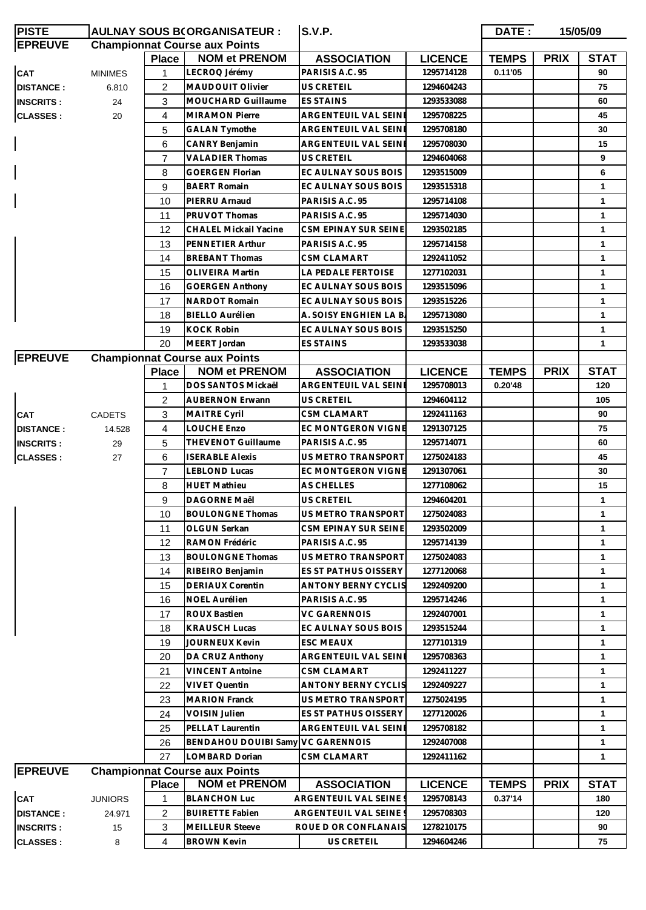| PISTE | AULNAY SOUS BOIS | ORGANISATEUR : | S.V.P. | | DATE : | 15/05/09 | |
|---|---|---|---|---|---|---|---|

## EPREUVE : Championnat Course aux Points

| | | Place | NOM et PRENOM | ASSOCIATION | LICENCE | TEMPS | PRIX | STAT |
|---|---|---|---|---|---|---|---|---|
| CAT | MINIMES | 1 | LECROQ Jérémy | PARISIS A.C. 95 | 1295714128 | 0.11'05 | | 90 |
| DISTANCE : | 6.810 | 2 | MAUDOUIT Olivier | US CRETEIL | 1294604243 | | | 75 |
| INSCRITS : | 24 | 3 | MOUCHARD Guillaume | ES STAINS | 1293533088 | | | 60 |
| CLASSES : | 20 | 4 | MIRAMON Pierre | ARGENTEUIL VAL SEINE | 1295708225 | | | 45 |
| | | 5 | GALAN Tymothe | ARGENTEUIL VAL SEINE | 1295708180 | | | 30 |
| | | 6 | CANRY Benjamin | ARGENTEUIL VAL SEINE | 1295708030 | | | 15 |
| | | 7 | VALADIER Thomas | US CRETEIL | 1294604068 | | | 9 |
| | | 8 | GOERGEN Florian | EC AULNAY SOUS BOIS | 1293515009 | | | 6 |
| | | 9 | BAERT Romain | EC AULNAY SOUS BOIS | 1293515318 | | | 1 |
| | | 10 | PIERRU Arnaud | PARISIS A.C. 95 | 1295714108 | | | 1 |
| | | 11 | PRUVOT Thomas | PARISIS A.C. 95 | 1295714030 | | | 1 |
| | | 12 | CHALEL Mickail Yacine | CSM EPINAY SUR SEINE | 1293502185 | | | 1 |
| | | 13 | PENNETIER Arthur | PARISIS A.C. 95 | 1295714158 | | | 1 |
| | | 14 | BREBANT Thomas | CSM CLAMART | 1292411052 | | | 1 |
| | | 15 | OLIVEIRA Martin | LA PEDALE FERTOISE | 1277102031 | | | 1 |
| | | 16 | GOERGEN Anthony | EC AULNAY SOUS BOIS | 1293515096 | | | 1 |
| | | 17 | NARDOT Romain | EC AULNAY SOUS BOIS | 1293515226 | | | 1 |
| | | 18 | BIELLO Aurélien | A. SOISY ENGHIEN LA BA | 1295713080 | | | 1 |
| | | 19 | KOCK Robin | EC AULNAY SOUS BOIS | 1293515250 | | | 1 |
| | | 20 | MEERT Jordan | ES STAINS | 1293533038 | | | 1 |

## EPREUVE : Championnat Course aux Points

| | | Place | NOM et PRENOM | ASSOCIATION | LICENCE | TEMPS | PRIX | STAT |
|---|---|---|---|---|---|---|---|---|
| | | 1 | DOS SANTOS Mickaël | ARGENTEUIL VAL SEINE | 1295708013 | 0.20'48 | | 120 |
| | | 2 | AUBERNON Erwann | US CRETEIL | 1294604112 | | | 105 |
| CAT | CADETS | 3 | MAITRE Cyril | CSM CLAMART | 1292411163 | | | 90 |
| DISTANCE : | 14.528 | 4 | LOUCHE Enzo | EC MONTGERON VIGNE | 1291307125 | | | 75 |
| INSCRITS : | 29 | 5 | THEVENOT Guillaume | PARISIS A.C. 95 | 1295714071 | | | 60 |
| CLASSES : | 27 | 6 | ISERABLE Alexis | US METRO TRANSPORT | 1275024183 | | | 45 |
| | | 7 | LEBLOND Lucas | EC MONTGERON VIGNE | 1291307061 | | | 30 |
| | | 8 | HUET Mathieu | AS CHELLES | 1277108062 | | | 15 |
| | | 9 | DAGORNE Maël | US CRETEIL | 1294604201 | | | 1 |
| | | 10 | BOULONGNE Thomas | US METRO TRANSPORT | 1275024083 | | | 1 |
| | | 11 | OLGUN Serkan | CSM EPINAY SUR SEINE | 1293502009 | | | 1 |
| | | 12 | RAMON Frédéric | PARISIS A.C. 95 | 1295714139 | | | 1 |
| | | 13 | BOULONGNE Thomas | US METRO TRANSPORT | 1275024083 | | | 1 |
| | | 14 | RIBEIRO Benjamin | ES ST PATHUS OISSERY | 1277120068 | | | 1 |
| | | 15 | DERIAUX Corentin | ANTONY BERNY CYCLIS | 1292409200 | | | 1 |
| | | 16 | NOEL Aurélien | PARISIS A.C. 95 | 1295714246 | | | 1 |
| | | 17 | ROUX Bastien | VC GARENNOIS | 1292407001 | | | 1 |
| | | 18 | KRAUSCH Lucas | EC AULNAY SOUS BOIS | 1293515244 | | | 1 |
| | | 19 | JOURNEUX Kevin | ESC MEAUX | 1277101319 | | | 1 |
| | | 20 | DA CRUZ Anthony | ARGENTEUIL VAL SEINE | 1295708363 | | | 1 |
| | | 21 | VINCENT Antoine | CSM CLAMART | 1292411227 | | | 1 |
| | | 22 | VIVET Quentin | ANTONY BERNY CYCLIS | 1292409227 | | | 1 |
| | | 23 | MARION Franck | US METRO TRANSPORT | 1275024195 | | | 1 |
| | | 24 | VOISIN Julien | ES ST PATHUS OISSERY | 1277120026 | | | 1 |
| | | 25 | PELLAT Laurentin | ARGENTEUIL VAL SEINE | 1295708182 | | | 1 |
| | | 26 | BENDAHOU DOUIBI Samy | VC GARENNOIS | 1292407008 | | | 1 |
| | | 27 | LOMBARD Dorian | CSM CLAMART | 1292411162 | | | 1 |

## EPREUVE : Championnat Course aux Points

| | | Place | NOM et PRENOM | ASSOCIATION | LICENCE | TEMPS | PRIX | STAT |
|---|---|---|---|---|---|---|---|---|
| CAT | JUNIORS | 1 | BLANCHON Luc | ARGENTEUIL VAL SEINE S | 1295708143 | 0.37'14 | | 180 |
| DISTANCE : | 24.971 | 2 | BUIRETTE Fabien | ARGENTEUIL VAL SEINE S | 1295708303 | | | 120 |
| INSCRITS : | 15 | 3 | MEILLEUR Steeve | ROUE D OR CONFLANAIS | 1278210175 | | | 90 |
| CLASSES : | 8 | 4 | BROWN Kevin | US CRETEIL | 1294604246 | | | 75 |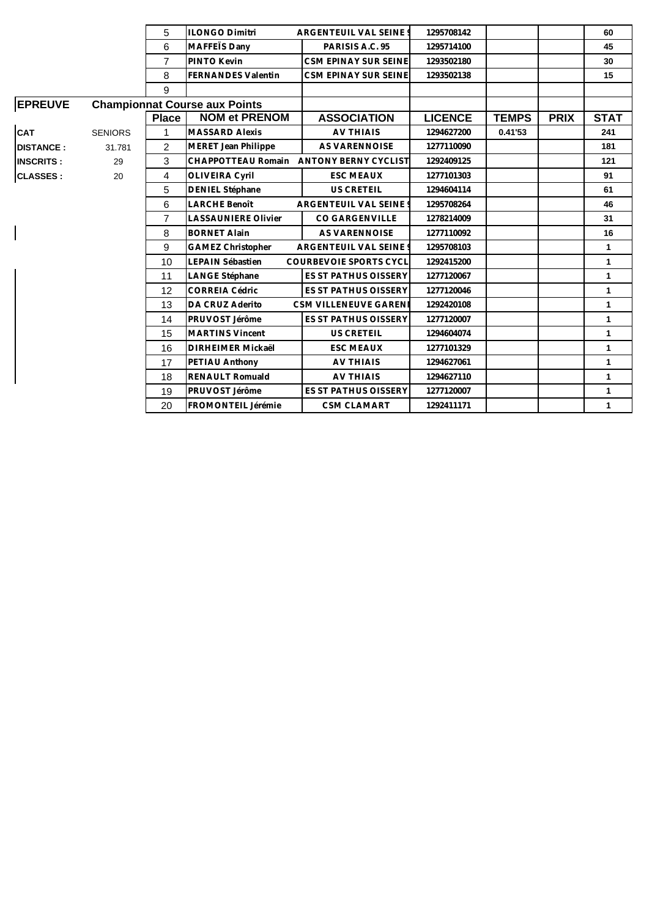| Place | NOM et PRENOM | ASSOCIATION | LICENCE | TEMPS | PRIX | STAT |
|---|---|---|---|---|---|---|
| 5 | ILONGO Dimitri | ARGENTEUIL VAL SEINE S | 1295708142 | | | 60 |
| 6 | MAFFEÏS Dany | PARISIS A.C. 95 | 1295714100 | | | 45 |
| 7 | PINTO Kevin | CSM EPINAY SUR SEINE | 1293502180 | | | 30 |
| 8 | FERNANDES Valentin | CSM EPINAY SUR SEINE | 1293502138 | | | 15 |
| 9 | | | | | | |

**EPREUVE** Championnat Course aux Points

CAT SENIORS
DISTANCE : 31.781
INSCRITS : 29
CLASSES : 20

| Place | NOM et PRENOM | ASSOCIATION | LICENCE | TEMPS | PRIX | STAT |
|---|---|---|---|---|---|---|
| 1 | MASSARD Alexis | AV THIAIS | 1294627200 | 0.41'53 | | 241 |
| 2 | MERET Jean Philippe | AS VARENNOISE | 1277110090 | | | 181 |
| 3 | CHAPPOTTEAU Romain | ANTONY BERNY CYCLIST | 1292409125 | | | 121 |
| 4 | OLIVEIRA Cyril | ESC MEAUX | 1277101303 | | | 91 |
| 5 | DENIEL Stéphane | US CRETEIL | 1294604114 | | | 61 |
| 6 | LARCHE Benoît | ARGENTEUIL VAL SEINE S | 1295708264 | | | 46 |
| 7 | LASSAUNIERE Olivier | CO GARGENVILLE | 1278214009 | | | 31 |
| 8 | BORNET Alain | AS VARENNOISE | 1277110092 | | | 16 |
| 9 | GAMEZ Christopher | ARGENTEUIL VAL SEINE S | 1295708103 | | | 1 |
| 10 | LEPAIN Sébastien | COURBEVOIE SPORTS CYCL | 1292415200 | | | 1 |
| 11 | LANGE Stéphane | ES ST PATHUS OISSERY | 1277120067 | | | 1 |
| 12 | CORREIA Cédric | ES ST PATHUS OISSERY | 1277120046 | | | 1 |
| 13 | DA CRUZ Aderito | CSM VILLENEUVE GARENI | 1292420108 | | | 1 |
| 14 | PRUVOST Jérôme | ES ST PATHUS OISSERY | 1277120007 | | | 1 |
| 15 | MARTINS Vincent | US CRETEIL | 1294604074 | | | 1 |
| 16 | DIRHEIMER Mickaël | ESC MEAUX | 1277101329 | | | 1 |
| 17 | PETIAU Anthony | AV THIAIS | 1294627061 | | | 1 |
| 18 | RENAULT Romuald | AV THIAIS | 1294627110 | | | 1 |
| 19 | PRUVOST Jérôme | ES ST PATHUS OISSERY | 1277120007 | | | 1 |
| 20 | FROMONTEIL Jérémie | CSM CLAMART | 1292411171 | | | 1 |